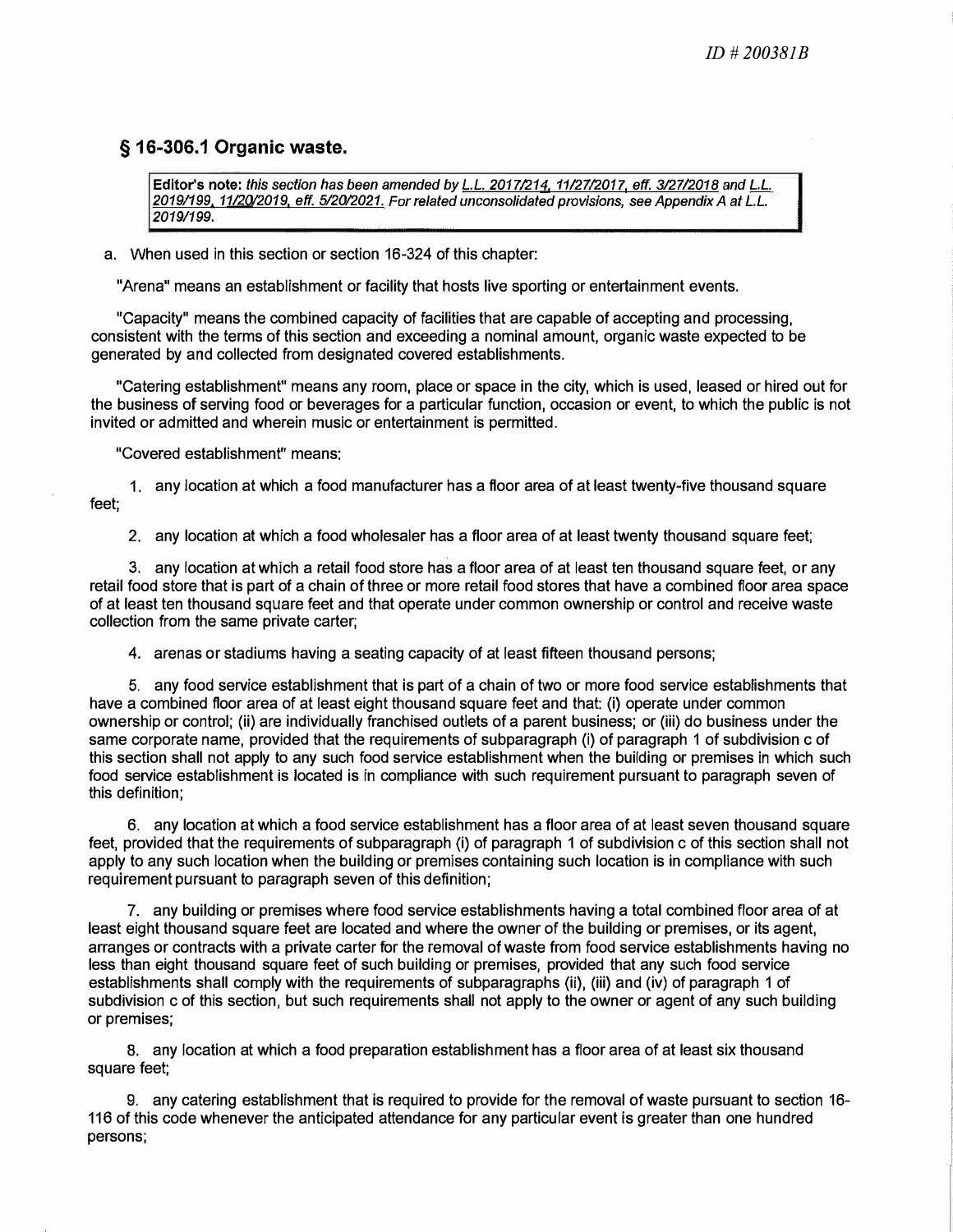ID # 200381B

## § 16-306.1 Organic waste.

**Editor's note:** *this section has been amended by L.L. 2017/214, 11/27/2017, eff. 3/27/2018 and L.L. 2019/199, 11/20/2019, eff. 5/20/2021. For related unconsolidated provisions, see Appendix A at L.L. 2019/199.*

a. When used in this section or section 16-324 of this chapter:

"Arena" means an establishment or facility that hosts live sporting or entertainment events.

"Capacity" means the combined capacity of facilities that are capable of accepting and processing, consistent with the terms of this section and exceeding a nominal amount, organic waste expected to be generated by and collected from designated covered establishments.

"Catering establishment" means any room, place or space in the city, which is used, leased or hired out for the business of serving food or beverages for a particular function, occasion or event, to which the public is not invited or admitted and wherein music or entertainment is permitted.

"Covered establishment" means:

1. any location at which a food manufacturer has a floor area of at least twenty-five thousand square feet;

2. any location at which a food wholesaler has a floor area of at least twenty thousand square feet;

3. any location at which a retail food store has a floor area of at least ten thousand square feet, or any retail food store that is part of a chain of three or more retail food stores that have a combined floor area space of at least ten thousand square feet and that operate under common ownership or control and receive waste collection from the same private carter;

4. arenas or stadiums having a seating capacity of at least fifteen thousand persons;

5. any food service establishment that is part of a chain of two or more food service establishments that have a combined floor area of at least eight thousand square feet and that: (i) operate under common ownership or control; (ii) are individually franchised outlets of a parent business; or (iii) do business under the same corporate name, provided that the requirements of subparagraph (i) of paragraph 1 of subdivision c of this section shall not apply to any such food service establishment when the building or premises in which such food service establishment is located is in compliance with such requirement pursuant to paragraph seven of this definition;

6. any location at which a food service establishment has a floor area of at least seven thousand square feet, provided that the requirements of subparagraph (i) of paragraph 1 of subdivision c of this section shall not apply to any such location when the building or premises containing such location is in compliance with such requirement pursuant to paragraph seven of this definition;

7. any building or premises where food service establishments having a total combined floor area of at least eight thousand square feet are located and where the owner of the building or premises, or its agent, arranges or contracts with a private carter for the removal of waste from food service establishments having no less than eight thousand square feet of such building or premises, provided that any such food service establishments shall comply with the requirements of subparagraphs (ii), (iii) and (iv) of paragraph 1 of subdivision c of this section, but such requirements shall not apply to the owner or agent of any such building or premises;

8. any location at which a food preparation establishment has a floor area of at least six thousand square feet;

9. any catering establishment that is required to provide for the removal of waste pursuant to section 16-116 of this code whenever the anticipated attendance for any particular event is greater than one hundred persons;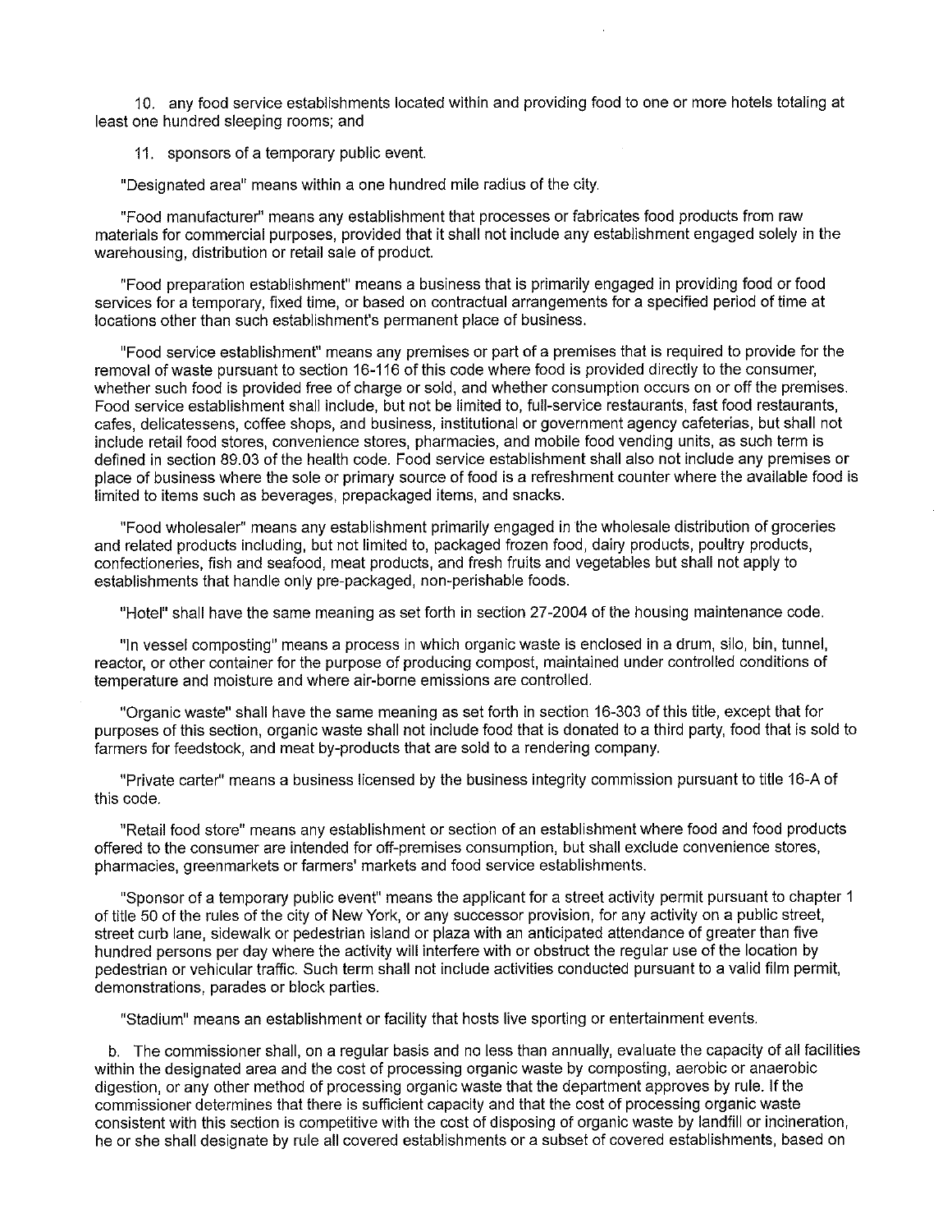10. any food service establishments located within and providing food to one or more hotels totaling at least one hundred sleeping rooms; and

11. sponsors of a temporary public event.

"Designated area" means within a one hundred mile radius of the city.

"Food manufacturer" means any establishment that processes or fabricates food products from raw materials for commercial purposes, provided that it shall not include any establishment engaged solely in the warehousing, distribution or retail sale of product.

"Food preparation establishment" means a business that is primarily engaged in providing food or food services for a temporary, fixed time, or based on contractual arrangements for a specified period of time at locations other than such establishment's permanent place of business.

"Food service establishment" means any premises or part of a premises that is required to provide for the removal of waste pursuant to section 16-116 of this code where food is provided directly to the consumer, whether such food is provided free of charge or sold, and whether consumption occurs on or off the premises. Food service establishment shall include, but not be limited to, full-service restaurants, fast food restaurants, cafes, delicatessens, coffee shops, and business, institutional or government agency cafeterias, but shall not include retail food stores, convenience stores, pharmacies, and mobile food vending units, as such term is defined in section 89.03 of the health code. Food service establishment shall also not include any premises or place of business where the sole or primary source of food is a refreshment counter where the available food is limited to items such as beverages, prepackaged items, and snacks.

"Food wholesaler" means any establishment primarily engaged in the wholesale distribution of groceries and related products including, but not limited to, packaged frozen food, dairy products, poultry products, confectioneries, fish and seafood, meat products, and fresh fruits and vegetables but shall not apply to establishments that handle only pre-packaged, non-perishable foods.

"Hotel" shall have the same meaning as set forth in section 27-2004 of the housing maintenance code.

"In vessel composting" means a process in which organic waste is enclosed in a drum, silo, bin, tunnel, reactor, or other container for the purpose of producing compost, maintained under controlled conditions of temperature and moisture and where air-borne emissions are controlled.

"Organic waste" shall have the same meaning as set forth in section 16-303 of this title, except that for purposes of this section, organic waste shall not include food that is donated to a third party, food that is sold to farmers for feedstock, and meat by-products that are sold to a rendering company.

"Private carter" means a business licensed by the business integrity commission pursuant to title 16-A of this code.

"Retail food store" means any establishment or section of an establishment where food and food products offered to the consumer are intended for off-premises consumption, but shall exclude convenience stores, pharmacies, greenmarkets or farmers' markets and food service establishments.

"Sponsor of a temporary public event" means the applicant for a street activity permit pursuant to chapter 1 of title 50 of the rules of the city of New York, or any successor provision, for any activity on a public street, street curb lane, sidewalk or pedestrian island or plaza with an anticipated attendance of greater than five hundred persons per day where the activity will interfere with or obstruct the regular use of the location by pedestrian or vehicular traffic. Such term shall not include activities conducted pursuant to a valid film permit, demonstrations, parades or block parties.

"Stadium" means an establishment or facility that hosts live sporting or entertainment events.

b. The commissioner shall, on a regular basis and no less than annually, evaluate the capacity of all facilities within the designated area and the cost of processing organic waste by composting, aerobic or anaerobic digestion, or any other method of processing organic waste that the department approves by rule. If the commissioner determines that there is sufficient capacity and that the cost of processing organic waste consistent with this section is competitive with the cost of disposing of organic waste by landfill or incineration, he or she shall designate by rule all covered establishments or a subset of covered establishments, based on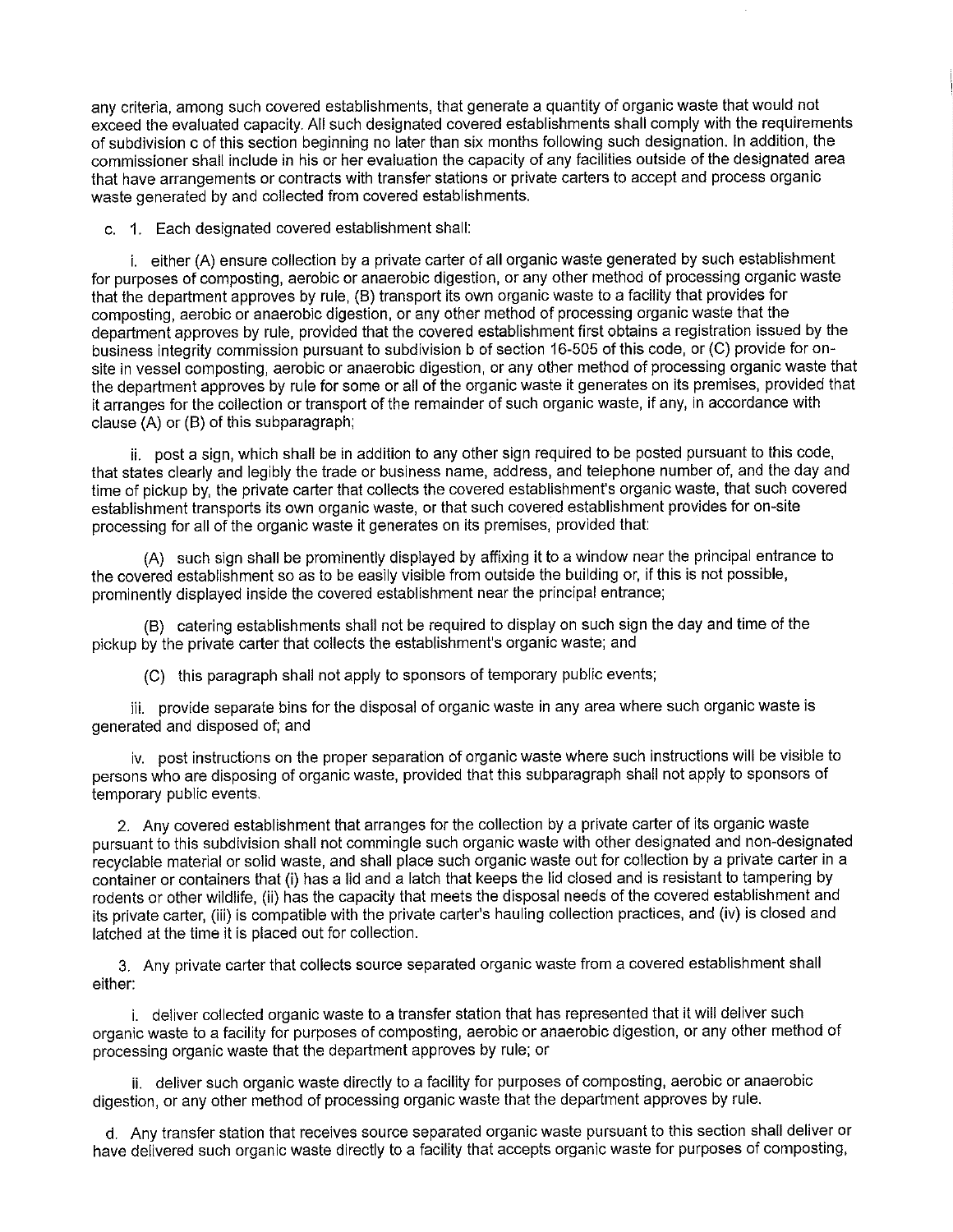any criteria, among such covered establishments, that generate a quantity of organic waste that would not exceed the evaluated capacity. All such designated covered establishments shall comply with the requirements of subdivision c of this section beginning no later than six months following such designation. In addition, the commissioner shall include in his or her evaluation the capacity of any facilities outside of the designated area that have arrangements or contracts with transfer stations or private carters to accept and process organic waste generated by and collected from covered establishments.

c. 1. Each designated covered establishment shall:

i. either (A) ensure collection by a private carter of all organic waste generated by such establishment for purposes of composting, aerobic or anaerobic digestion, or any other method of processing organic waste that the department approves by rule, (B) transport its own organic waste to a facility that provides for composting, aerobic or anaerobic digestion, or any other method of processing organic waste that the department approves by rule, provided that the covered establishment first obtains a registration issued by the business integrity commission pursuant to subdivision b of section 16-505 of this code, or (C) provide for on-site in vessel composting, aerobic or anaerobic digestion, or any other method of processing organic waste that the department approves by rule for some or all of the organic waste it generates on its premises, provided that it arranges for the collection or transport of the remainder of such organic waste, if any, in accordance with clause (A) or (B) of this subparagraph;

ii. post a sign, which shall be in addition to any other sign required to be posted pursuant to this code, that states clearly and legibly the trade or business name, address, and telephone number of, and the day and time of pickup by, the private carter that collects the covered establishment's organic waste, that such covered establishment transports its own organic waste, or that such covered establishment provides for on-site processing for all of the organic waste it generates on its premises, provided that:

(A) such sign shall be prominently displayed by affixing it to a window near the principal entrance to the covered establishment so as to be easily visible from outside the building or, if this is not possible, prominently displayed inside the covered establishment near the principal entrance;

(B) catering establishments shall not be required to display on such sign the day and time of the pickup by the private carter that collects the establishment's organic waste; and

(C) this paragraph shall not apply to sponsors of temporary public events;

iii. provide separate bins for the disposal of organic waste in any area where such organic waste is generated and disposed of; and

iv. post instructions on the proper separation of organic waste where such instructions will be visible to persons who are disposing of organic waste, provided that this subparagraph shall not apply to sponsors of temporary public events.

2. Any covered establishment that arranges for the collection by a private carter of its organic waste pursuant to this subdivision shall not commingle such organic waste with other designated and non-designated recyclable material or solid waste, and shall place such organic waste out for collection by a private carter in a container or containers that (i) has a lid and a latch that keeps the lid closed and is resistant to tampering by rodents or other wildlife, (ii) has the capacity that meets the disposal needs of the covered establishment and its private carter, (iii) is compatible with the private carter's hauling collection practices, and (iv) is closed and latched at the time it is placed out for collection.

3. Any private carter that collects source separated organic waste from a covered establishment shall either:

i. deliver collected organic waste to a transfer station that has represented that it will deliver such organic waste to a facility for purposes of composting, aerobic or anaerobic digestion, or any other method of processing organic waste that the department approves by rule; or

ii. deliver such organic waste directly to a facility for purposes of composting, aerobic or anaerobic digestion, or any other method of processing organic waste that the department approves by rule.

d. Any transfer station that receives source separated organic waste pursuant to this section shall deliver or have delivered such organic waste directly to a facility that accepts organic waste for purposes of composting,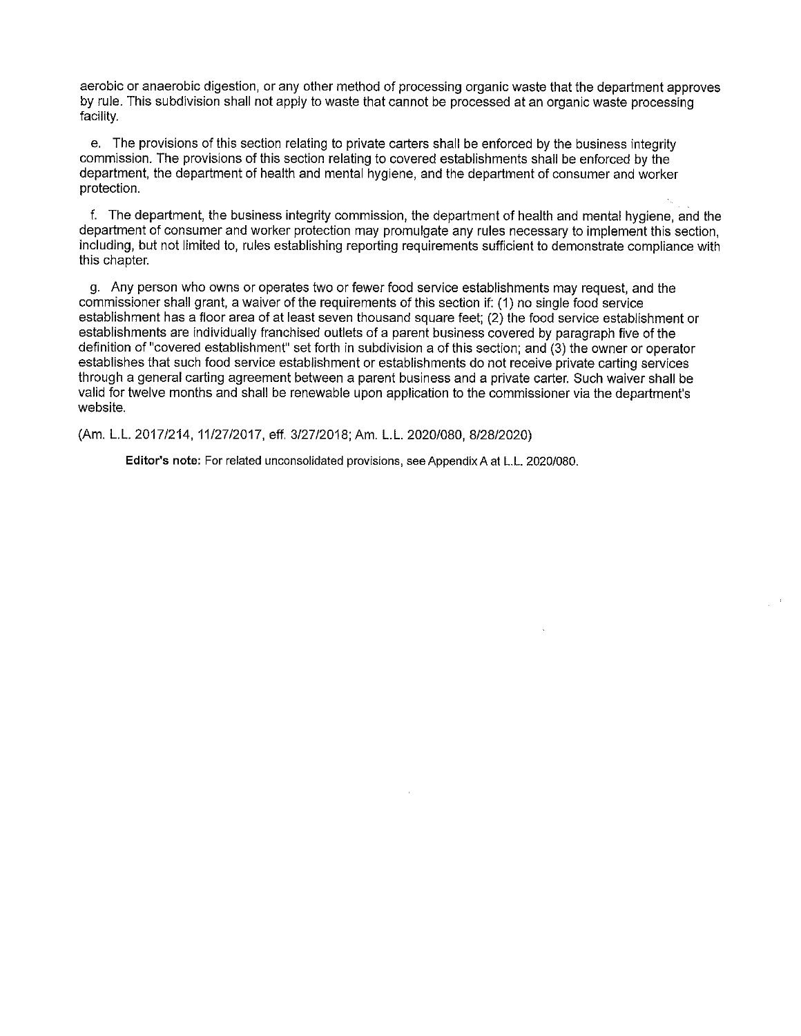aerobic or anaerobic digestion, or any other method of processing organic waste that the department approves by rule. This subdivision shall not apply to waste that cannot be processed at an organic waste processing facility.

e. The provisions of this section relating to private carters shall be enforced by the business integrity commission. The provisions of this section relating to covered establishments shall be enforced by the department, the department of health and mental hygiene, and the department of consumer and worker protection.

f. The department, the business integrity commission, the department of health and mental hygiene, and the department of consumer and worker protection may promulgate any rules necessary to implement this section, including, but not limited to, rules establishing reporting requirements sufficient to demonstrate compliance with this chapter.

g. Any person who owns or operates two or fewer food service establishments may request, and the commissioner shall grant, a waiver of the requirements of this section if: (1) no single food service establishment has a floor area of at least seven thousand square feet; (2) the food service establishment or establishments are individually franchised outlets of a parent business covered by paragraph five of the definition of "covered establishment" set forth in subdivision a of this section; and (3) the owner or operator establishes that such food service establishment or establishments do not receive private carting services through a general carting agreement between a parent business and a private carter. Such waiver shall be valid for twelve months and shall be renewable upon application to the commissioner via the department's website.

(Am. L.L. 2017/214, 11/27/2017, eff. 3/27/2018; Am. L.L. 2020/080, 8/28/2020)

**Editor's note:** For related unconsolidated provisions, see Appendix A at L.L. 2020/080.